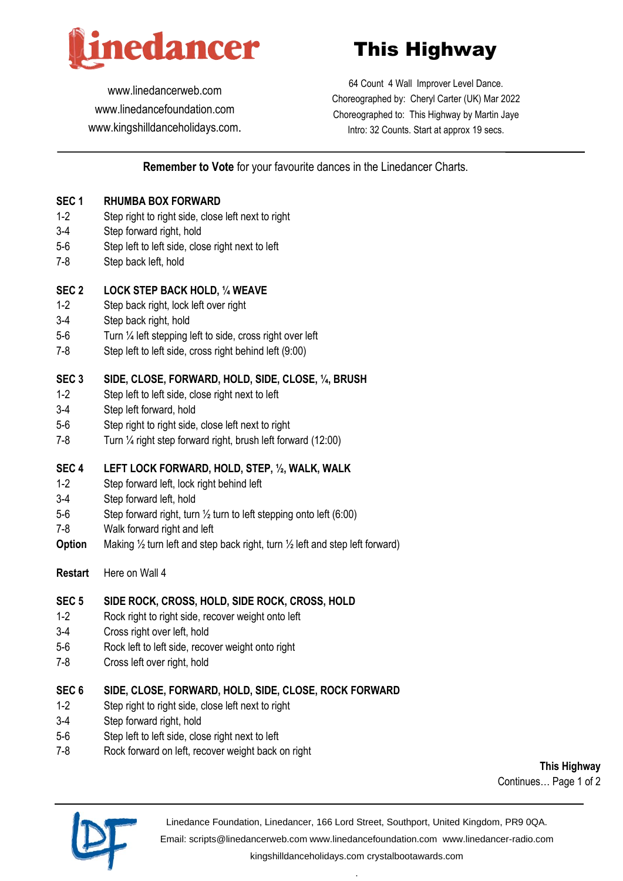# This Highway

www.linedancerweb.com
www.linedancefoundation.com
www.kingshilldanceholidays.com.

64 Count 4 Wall Improver Level Dance.
Choreographed by: Cheryl Carter (UK) Mar 2022
Choreographed to: This Highway by Martin Jaye
Intro: 32 Counts. Start at approx 19 secs.

**Remember to Vote** for your favourite dances in the Linedancer Charts.

**SEC 1 RHUMBA BOX FORWARD**

| | |
|---|---|
| 1-2 | Step right to right side, close left next to right |
| 3-4 | Step forward right, hold |
| 5-6 | Step left to left side, close right next to left |
| 7-8 | Step back left, hold |

**SEC 2 LOCK STEP BACK HOLD, ¼ WEAVE**

| | |
|---|---|
| 1-2 | Step back right, lock left over right |
| 3-4 | Step back right, hold |
| 5-6 | Turn ¼ left stepping left to side, cross right over left |
| 7-8 | Step left to left side, cross right behind left (9:00) |

**SEC 3 SIDE, CLOSE, FORWARD, HOLD, SIDE, CLOSE, ¼, BRUSH**

| | |
|---|---|
| 1-2 | Step left to left side, close right next to left |
| 3-4 | Step left forward, hold |
| 5-6 | Step right to right side, close left next to right |
| 7-8 | Turn ¼ right step forward right, brush left forward (12:00) |

**SEC 4 LEFT LOCK FORWARD, HOLD, STEP, ½, WALK, WALK**

| | |
|---|---|
| 1-2 | Step forward left, lock right behind left |
| 3-4 | Step forward left, hold |
| 5-6 | Step forward right, turn ½ turn to left stepping onto left (6:00) |
| 7-8 | Walk forward right and left |
| **Option** | Making ½ turn left and step back right, turn ½ left and step left forward) |

**Restart** Here on Wall 4

**SEC 5 SIDE ROCK, CROSS, HOLD, SIDE ROCK, CROSS, HOLD**

| | |
|---|---|
| 1-2 | Rock right to right side, recover weight onto left |
| 3-4 | Cross right over left, hold |
| 5-6 | Rock left to left side, recover weight onto right |
| 7-8 | Cross left over right, hold |

**SEC 6 SIDE, CLOSE, FORWARD, HOLD, SIDE, CLOSE, ROCK FORWARD**

| | |
|---|---|
| 1-2 | Step right to right side, close left next to right |
| 3-4 | Step forward right, hold |
| 5-6 | Step left to left side, close right next to left |
| 7-8 | Rock forward on left, recover weight back on right |

**This Highway**
Continues…

Linedance Foundation, Linedancer, 166 Lord Street, Southport, United Kingdom, PR9 0QA.
Email: scripts@linedancerweb.com www.linedancefoundation.com www.linedancer-radio.com
kingshilldanceholidays.com crystalbootawards.com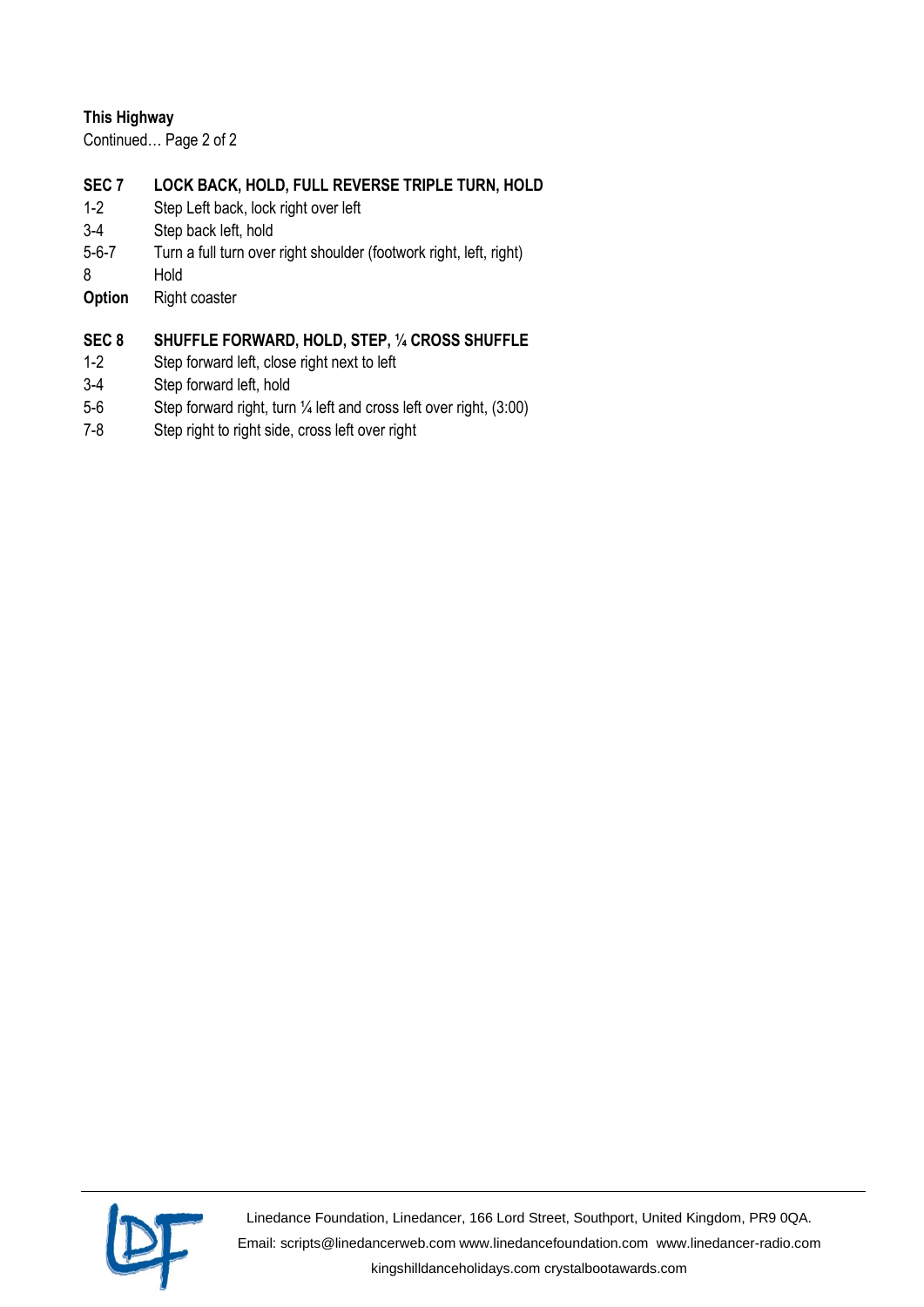**This Highway**
Continued… Page 2 of 2

### SEC 7 LOCK BACK, HOLD, FULL REVERSE TRIPLE TURN, HOLD

| | |
|---|---|
| 1-2 | Step Left back, lock right over left |
| 3-4 | Step back left, hold |
| 5-6-7 | Turn a full turn over right shoulder (footwork right, left, right) |
| 8 | Hold |
| **Option** | Right coaster |

### SEC 8 SHUFFLE FORWARD, HOLD, STEP, ¼ CROSS SHUFFLE

| | |
|---|---|
| 1-2 | Step forward left, close right next to left |
| 3-4 | Step forward left, hold |
| 5-6 | Step forward right, turn ¼ left and cross left over right, (3:00) |
| 7-8 | Step right to right side, cross left over right |

Linedance Foundation, Linedancer, 166 Lord Street, Southport, United Kingdom, PR9 0QA.
Email: scripts@linedancerweb.com www.linedancefoundation.com www.linedancer-radio.com
kingshilldanceholidays.com crystalbootawards.com